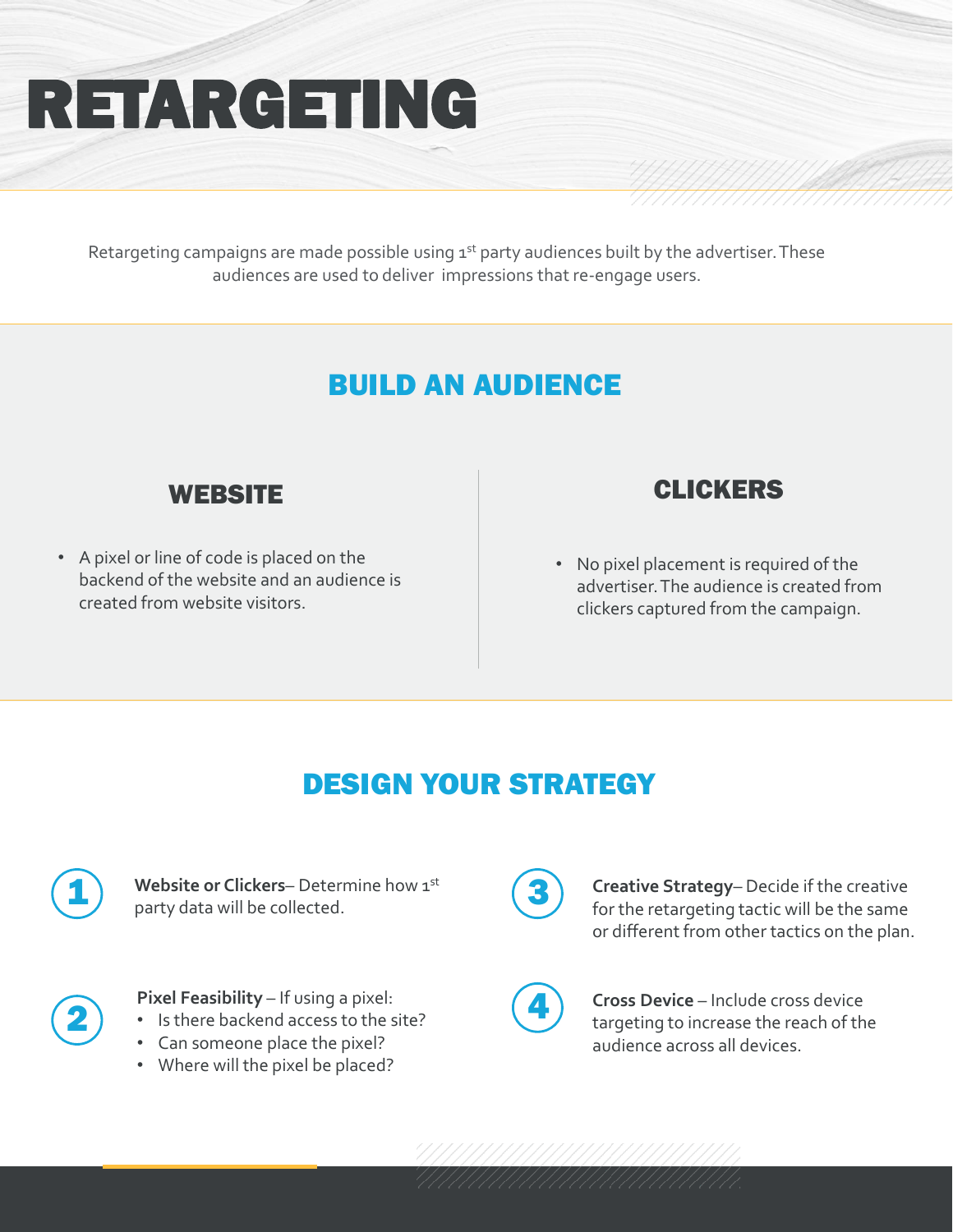# RETARGETING

Retargeting campaigns are made possible using 1st party audiences built by the advertiser. These audiences are used to deliver impressions that re-engage users.

## BUILD AN AUDIENCE

### WEBSITE

- A pixel or line of code is placed on the backend of the website and an audience is created from website visitors.

### CLICKERS

- No pixel placement is required of the advertiser. The audience is created from clickers captured from the campaign.

## DESIGN YOUR STRATEGY

1. **Website or Clickers**– Determine how 1st party data will be collected.

2. **Pixel Feasibility** – If using a pixel:
   - Is there backend access to the site?
   - Can someone place the pixel?
   - Where will the pixel be placed?

3. **Creative Strategy**– Decide if the creative for the retargeting tactic will be the same or different from other tactics on the plan.

4. **Cross Device** – Include cross device targeting to increase the reach of the audience across all devices.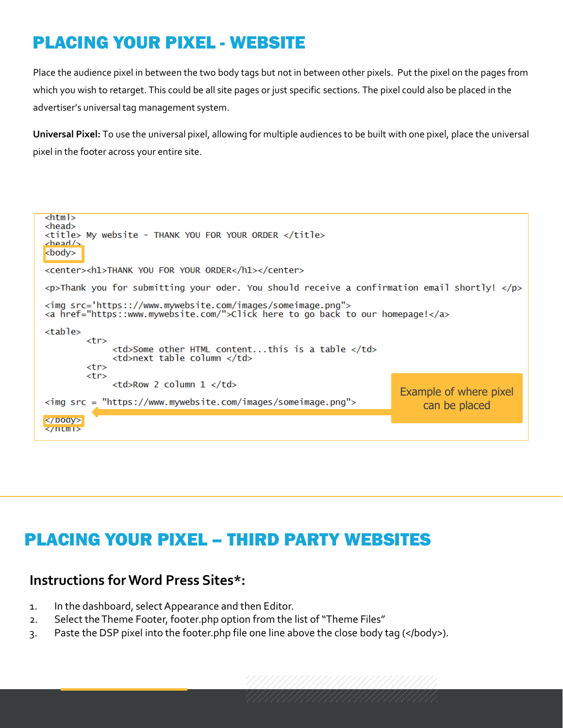# PLACING YOUR PIXEL - WEBSITE

Place the audience pixel in between the two body tags but not in between other pixels. Put the pixel on the pages from which you wish to retarget. This could be all site pages or just specific sections. The pixel could also be placed in the advertiser's universal tag management system.

**Universal Pixel:** To use the universal pixel, allowing for multiple audiences to be built with one pixel, place the universal pixel in the footer across your entire site.

```
<html>
<head>
<title> My website - THANK YOU FOR YOUR ORDER </title>
<head/>
<body>

<center><h1>THANK YOU FOR YOUR ORDER</h1></center>

<p>Thank you for submitting your oder. You should receive a confirmation email shortly! </p>

<img src='https:://www.mywebsite.com/images/someimage.png">
<a href="https::www.mywebsite.com/">Click here to go back to our homepage!</a>

<table>
        <tr>
             <td>Some other HTML content...this is a table </td>
             <td>next table column </td>
        <tr>
        <tr>
             <td>Row 2 column 1 </td>

<img src = "https://www.mywebsite.com/images/someimage.png">

</body>
</html>
```

Example of where pixel can be placed

# PLACING YOUR PIXEL – THIRD PARTY WEBSITES

## Instructions for Word Press Sites*:

1. In the dashboard, select Appearance and then Editor.
2. Select the Theme Footer, footer.php option from the list of "Theme Files"
3. Paste the DSP pixel into the footer.php file one line above the close body tag (</body>).